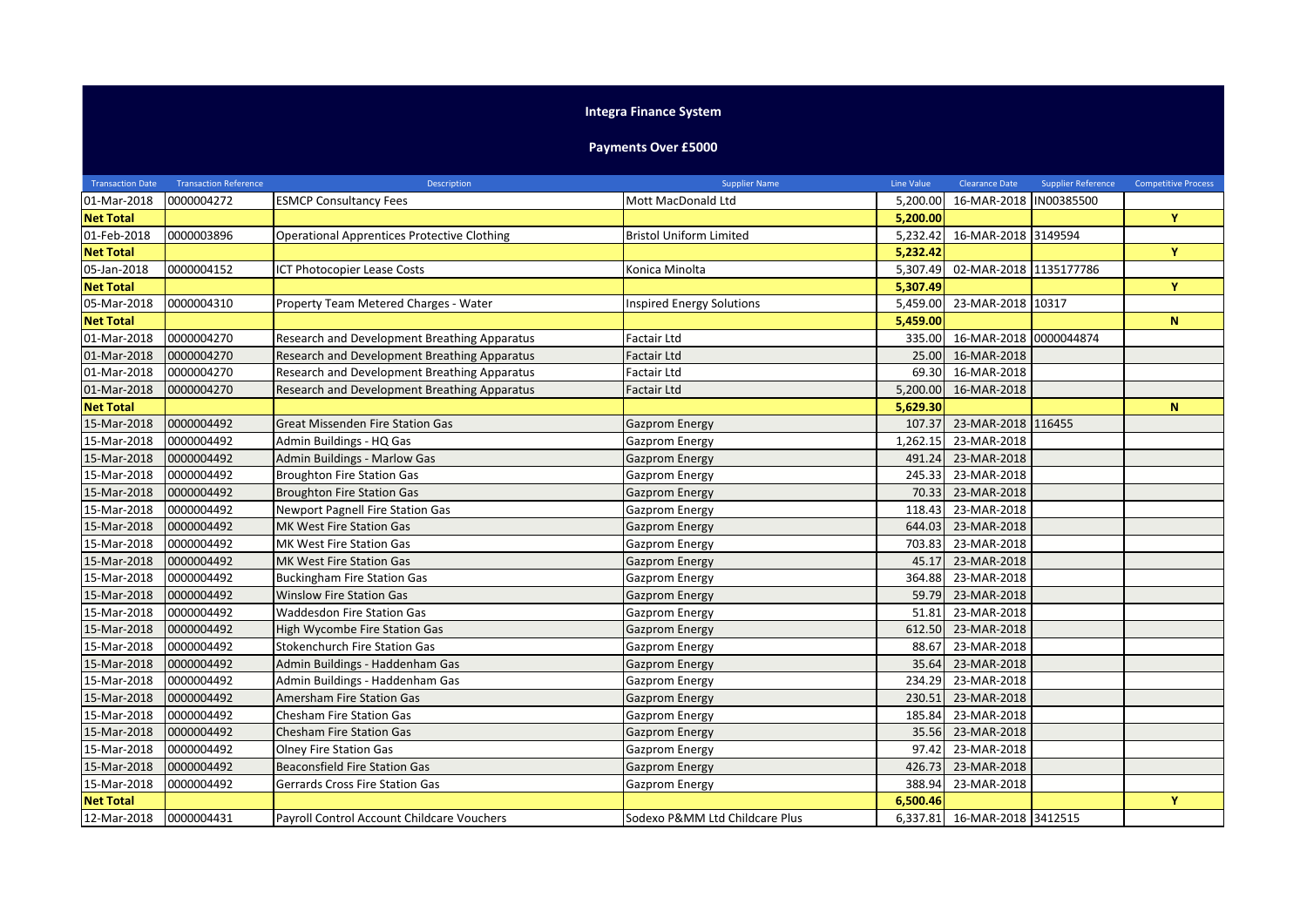**Integra Finance System**

**Payments Over £5000**

| Transaction Date | Transaction Reference | Description | Supplier Name | Line Value | Clearance Date | Supplier Reference | Competitive Process |
|---|---|---|---|---|---|---|---|
| 01-Mar-2018 | 0000004272 | ESMCP Consultancy Fees | Mott MacDonald Ltd | 5,200.00 | 16-MAR-2018 | IN00385500 | |
| **Net Total** | | | | **5,200.00** | | | **Y** |
| 01-Feb-2018 | 0000003896 | Operational Apprentices Protective Clothing | Bristol Uniform Limited | 5,232.42 | 16-MAR-2018 | 3149594 | |
| **Net Total** | | | | **5,232.42** | | | **Y** |
| 05-Jan-2018 | 0000004152 | ICT Photocopier Lease Costs | Konica Minolta | 5,307.49 | 02-MAR-2018 | 1135177786 | |
| **Net Total** | | | | **5,307.49** | | | **Y** |
| 05-Mar-2018 | 0000004310 | Property Team Metered Charges - Water | Inspired Energy Solutions | 5,459.00 | 23-MAR-2018 | 10317 | |
| **Net Total** | | | | **5,459.00** | | | **N** |
| 01-Mar-2018 | 0000004270 | Research and Development Breathing Apparatus | Factair Ltd | 335.00 | 16-MAR-2018 | 0000044874 | |
| 01-Mar-2018 | 0000004270 | Research and Development Breathing Apparatus | Factair Ltd | 25.00 | 16-MAR-2018 | | |
| 01-Mar-2018 | 0000004270 | Research and Development Breathing Apparatus | Factair Ltd | 69.30 | 16-MAR-2018 | | |
| 01-Mar-2018 | 0000004270 | Research and Development Breathing Apparatus | Factair Ltd | 5,200.00 | 16-MAR-2018 | | |
| **Net Total** | | | | **5,629.30** | | | **N** |
| 15-Mar-2018 | 0000004492 | Great Missenden Fire Station Gas | Gazprom Energy | 107.37 | 23-MAR-2018 | 116455 | |
| 15-Mar-2018 | 0000004492 | Admin Buildings - HQ Gas | Gazprom Energy | 1,262.15 | 23-MAR-2018 | | |
| 15-Mar-2018 | 0000004492 | Admin Buildings - Marlow Gas | Gazprom Energy | 491.24 | 23-MAR-2018 | | |
| 15-Mar-2018 | 0000004492 | Broughton Fire Station Gas | Gazprom Energy | 245.33 | 23-MAR-2018 | | |
| 15-Mar-2018 | 0000004492 | Broughton Fire Station Gas | Gazprom Energy | 70.33 | 23-MAR-2018 | | |
| 15-Mar-2018 | 0000004492 | Newport Pagnell Fire Station Gas | Gazprom Energy | 118.43 | 23-MAR-2018 | | |
| 15-Mar-2018 | 0000004492 | MK West Fire Station Gas | Gazprom Energy | 644.03 | 23-MAR-2018 | | |
| 15-Mar-2018 | 0000004492 | MK West Fire Station Gas | Gazprom Energy | 703.83 | 23-MAR-2018 | | |
| 15-Mar-2018 | 0000004492 | MK West Fire Station Gas | Gazprom Energy | 45.17 | 23-MAR-2018 | | |
| 15-Mar-2018 | 0000004492 | Buckingham Fire Station Gas | Gazprom Energy | 364.88 | 23-MAR-2018 | | |
| 15-Mar-2018 | 0000004492 | Winslow Fire Station Gas | Gazprom Energy | 59.79 | 23-MAR-2018 | | |
| 15-Mar-2018 | 0000004492 | Waddesdon Fire Station Gas | Gazprom Energy | 51.81 | 23-MAR-2018 | | |
| 15-Mar-2018 | 0000004492 | High Wycombe Fire Station Gas | Gazprom Energy | 612.50 | 23-MAR-2018 | | |
| 15-Mar-2018 | 0000004492 | Stokenchurch Fire Station Gas | Gazprom Energy | 88.67 | 23-MAR-2018 | | |
| 15-Mar-2018 | 0000004492 | Admin Buildings - Haddenham Gas | Gazprom Energy | 35.64 | 23-MAR-2018 | | |
| 15-Mar-2018 | 0000004492 | Admin Buildings - Haddenham Gas | Gazprom Energy | 234.29 | 23-MAR-2018 | | |
| 15-Mar-2018 | 0000004492 | Amersham Fire Station Gas | Gazprom Energy | 230.51 | 23-MAR-2018 | | |
| 15-Mar-2018 | 0000004492 | Chesham Fire Station Gas | Gazprom Energy | 185.84 | 23-MAR-2018 | | |
| 15-Mar-2018 | 0000004492 | Chesham Fire Station Gas | Gazprom Energy | 35.56 | 23-MAR-2018 | | |
| 15-Mar-2018 | 0000004492 | Olney Fire Station Gas | Gazprom Energy | 97.42 | 23-MAR-2018 | | |
| 15-Mar-2018 | 0000004492 | Beaconsfield Fire Station Gas | Gazprom Energy | 426.73 | 23-MAR-2018 | | |
| 15-Mar-2018 | 0000004492 | Gerrards Cross Fire Station Gas | Gazprom Energy | 388.94 | 23-MAR-2018 | | |
| **Net Total** | | | | **6,500.46** | | | **Y** |
| 12-Mar-2018 | 0000004431 | Payroll Control Account Childcare Vouchers | Sodexo P&MM Ltd Childcare Plus | 6,337.81 | 16-MAR-2018 | 3412515 | |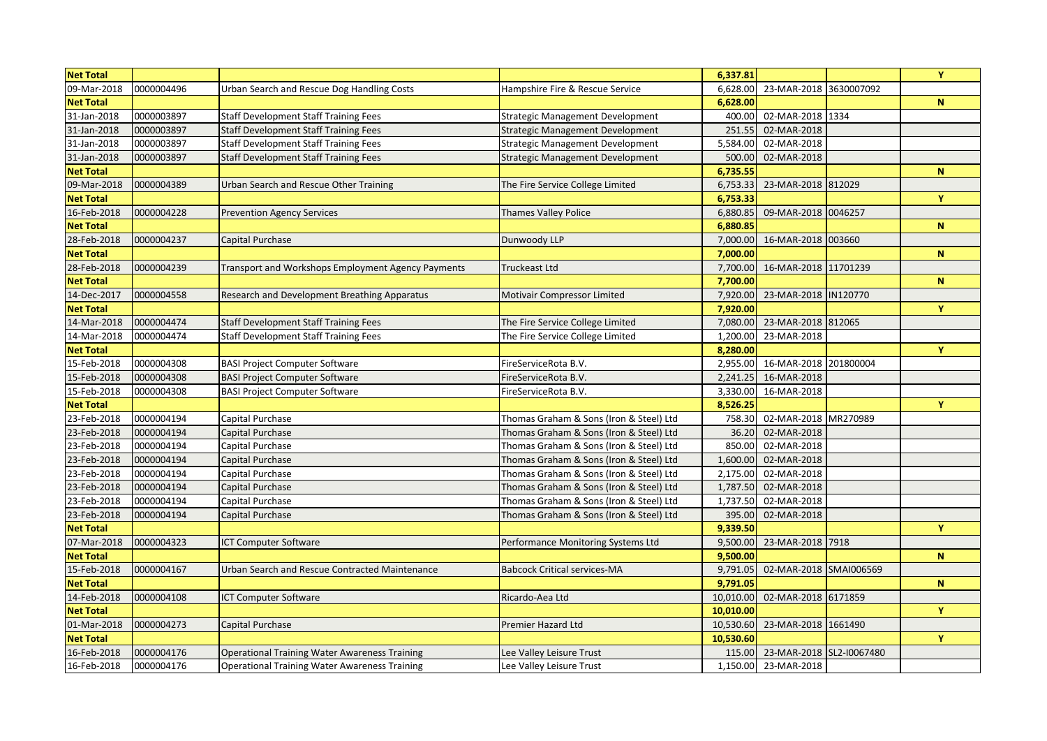| Net Total | | | | 6,337.81 | | | Y |
|---|---|---|---|---|---|---|---|
| 09-Mar-2018 | 0000004496 | Urban Search and Rescue Dog Handling Costs | Hampshire Fire & Rescue Service | 6,628.00 | 23-MAR-2018 | 3630007092 | |
| Net Total | | | | 6,628.00 | | | N |
| 31-Jan-2018 | 0000003897 | Staff Development Staff Training Fees | Strategic Management Development | 400.00 | 02-MAR-2018 | 1334 | |
| 31-Jan-2018 | 0000003897 | Staff Development Staff Training Fees | Strategic Management Development | 251.55 | 02-MAR-2018 | | |
| 31-Jan-2018 | 0000003897 | Staff Development Staff Training Fees | Strategic Management Development | 5,584.00 | 02-MAR-2018 | | |
| 31-Jan-2018 | 0000003897 | Staff Development Staff Training Fees | Strategic Management Development | 500.00 | 02-MAR-2018 | | |
| Net Total | | | | 6,735.55 | | | N |
| 09-Mar-2018 | 0000004389 | Urban Search and Rescue Other Training | The Fire Service College Limited | 6,753.33 | 23-MAR-2018 | 812029 | |
| Net Total | | | | 6,753.33 | | | Y |
| 16-Feb-2018 | 0000004228 | Prevention Agency Services | Thames Valley Police | 6,880.85 | 09-MAR-2018 | 0046257 | |
| Net Total | | | | 6,880.85 | | | N |
| 28-Feb-2018 | 0000004237 | Capital Purchase | Dunwoody LLP | 7,000.00 | 16-MAR-2018 | 003660 | |
| Net Total | | | | 7,000.00 | | | N |
| 28-Feb-2018 | 0000004239 | Transport and Workshops Employment Agency Payments | Truckeast Ltd | 7,700.00 | 16-MAR-2018 | 11701239 | |
| Net Total | | | | 7,700.00 | | | N |
| 14-Dec-2017 | 0000004558 | Research and Development Breathing Apparatus | Motivair Compressor Limited | 7,920.00 | 23-MAR-2018 | IN120770 | |
| Net Total | | | | 7,920.00 | | | Y |
| 14-Mar-2018 | 0000004474 | Staff Development Staff Training Fees | The Fire Service College Limited | 7,080.00 | 23-MAR-2018 | 812065 | |
| 14-Mar-2018 | 0000004474 | Staff Development Staff Training Fees | The Fire Service College Limited | 1,200.00 | 23-MAR-2018 | | |
| Net Total | | | | 8,280.00 | | | Y |
| 15-Feb-2018 | 0000004308 | BASI Project Computer Software | FireServiceRota B.V. | 2,955.00 | 16-MAR-2018 | 201800004 | |
| 15-Feb-2018 | 0000004308 | BASI Project Computer Software | FireServiceRota B.V. | 2,241.25 | 16-MAR-2018 | | |
| 15-Feb-2018 | 0000004308 | BASI Project Computer Software | FireServiceRota B.V. | 3,330.00 | 16-MAR-2018 | | |
| Net Total | | | | 8,526.25 | | | Y |
| 23-Feb-2018 | 0000004194 | Capital Purchase | Thomas Graham & Sons (Iron & Steel) Ltd | 758.30 | 02-MAR-2018 | MR270989 | |
| 23-Feb-2018 | 0000004194 | Capital Purchase | Thomas Graham & Sons (Iron & Steel) Ltd | 36.20 | 02-MAR-2018 | | |
| 23-Feb-2018 | 0000004194 | Capital Purchase | Thomas Graham & Sons (Iron & Steel) Ltd | 850.00 | 02-MAR-2018 | | |
| 23-Feb-2018 | 0000004194 | Capital Purchase | Thomas Graham & Sons (Iron & Steel) Ltd | 1,600.00 | 02-MAR-2018 | | |
| 23-Feb-2018 | 0000004194 | Capital Purchase | Thomas Graham & Sons (Iron & Steel) Ltd | 2,175.00 | 02-MAR-2018 | | |
| 23-Feb-2018 | 0000004194 | Capital Purchase | Thomas Graham & Sons (Iron & Steel) Ltd | 1,787.50 | 02-MAR-2018 | | |
| 23-Feb-2018 | 0000004194 | Capital Purchase | Thomas Graham & Sons (Iron & Steel) Ltd | 1,737.50 | 02-MAR-2018 | | |
| 23-Feb-2018 | 0000004194 | Capital Purchase | Thomas Graham & Sons (Iron & Steel) Ltd | 395.00 | 02-MAR-2018 | | |
| Net Total | | | | 9,339.50 | | | Y |
| 07-Mar-2018 | 0000004323 | ICT Computer Software | Performance Monitoring Systems Ltd | 9,500.00 | 23-MAR-2018 | 7918 | |
| Net Total | | | | 9,500.00 | | | N |
| 15-Feb-2018 | 0000004167 | Urban Search and Rescue Contracted Maintenance | Babcock Critical services-MA | 9,791.05 | 02-MAR-2018 | SMAI006569 | |
| Net Total | | | | 9,791.05 | | | N |
| 14-Feb-2018 | 0000004108 | ICT Computer Software | Ricardo-Aea Ltd | 10,010.00 | 02-MAR-2018 | 6171859 | |
| Net Total | | | | 10,010.00 | | | Y |
| 01-Mar-2018 | 0000004273 | Capital Purchase | Premier Hazard Ltd | 10,530.60 | 23-MAR-2018 | 1661490 | |
| Net Total | | | | 10,530.60 | | | Y |
| 16-Feb-2018 | 0000004176 | Operational Training Water Awareness Training | Lee Valley Leisure Trust | 115.00 | 23-MAR-2018 | SL2-I0067480 | |
| 16-Feb-2018 | 0000004176 | Operational Training Water Awareness Training | Lee Valley Leisure Trust | 1,150.00 | 23-MAR-2018 | | |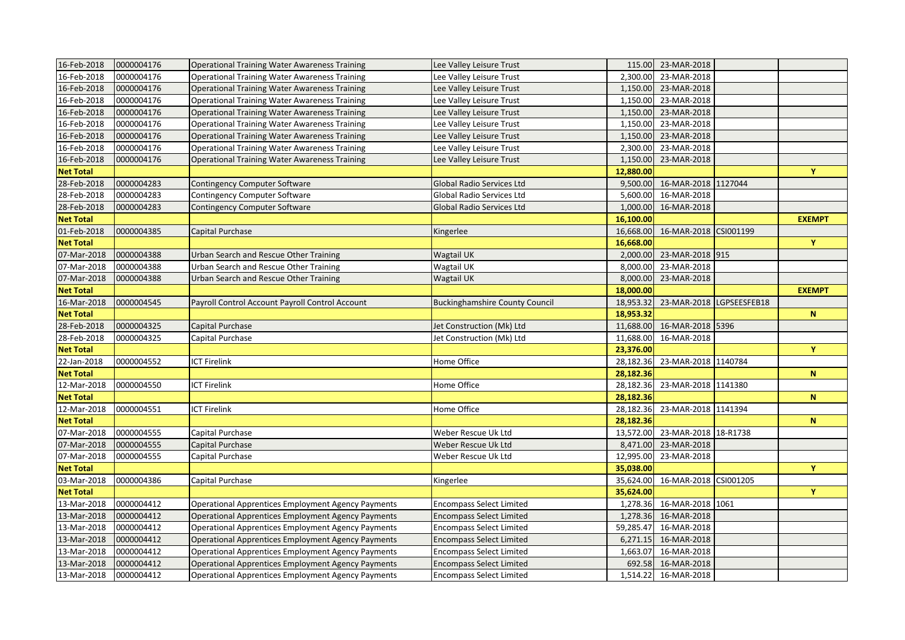| | | | | | | | |
|---|---|---|---|---|---|---|---|
| 16-Feb-2018 | 0000004176 | Operational Training Water Awareness Training | Lee Valley Leisure Trust | 115.00 | 23-MAR-2018 | | |
| 16-Feb-2018 | 0000004176 | Operational Training Water Awareness Training | Lee Valley Leisure Trust | 2,300.00 | 23-MAR-2018 | | |
| 16-Feb-2018 | 0000004176 | Operational Training Water Awareness Training | Lee Valley Leisure Trust | 1,150.00 | 23-MAR-2018 | | |
| 16-Feb-2018 | 0000004176 | Operational Training Water Awareness Training | Lee Valley Leisure Trust | 1,150.00 | 23-MAR-2018 | | |
| 16-Feb-2018 | 0000004176 | Operational Training Water Awareness Training | Lee Valley Leisure Trust | 1,150.00 | 23-MAR-2018 | | |
| 16-Feb-2018 | 0000004176 | Operational Training Water Awareness Training | Lee Valley Leisure Trust | 1,150.00 | 23-MAR-2018 | | |
| 16-Feb-2018 | 0000004176 | Operational Training Water Awareness Training | Lee Valley Leisure Trust | 1,150.00 | 23-MAR-2018 | | |
| 16-Feb-2018 | 0000004176 | Operational Training Water Awareness Training | Lee Valley Leisure Trust | 2,300.00 | 23-MAR-2018 | | |
| 16-Feb-2018 | 0000004176 | Operational Training Water Awareness Training | Lee Valley Leisure Trust | 1,150.00 | 23-MAR-2018 | | |
| **Net Total** | | | | **12,880.00** | | | **Y** |
| 28-Feb-2018 | 0000004283 | Contingency Computer Software | Global Radio Services Ltd | 9,500.00 | 16-MAR-2018 | 1127044 | |
| 28-Feb-2018 | 0000004283 | Contingency Computer Software | Global Radio Services Ltd | 5,600.00 | 16-MAR-2018 | | |
| 28-Feb-2018 | 0000004283 | Contingency Computer Software | Global Radio Services Ltd | 1,000.00 | 16-MAR-2018 | | |
| **Net Total** | | | | **16,100.00** | | | **EXEMPT** |
| 01-Feb-2018 | 0000004385 | Capital Purchase | Kingerlee | 16,668.00 | 16-MAR-2018 | CSI001199 | |
| **Net Total** | | | | **16,668.00** | | | **Y** |
| 07-Mar-2018 | 0000004388 | Urban Search and Rescue Other Training | Wagtail UK | 2,000.00 | 23-MAR-2018 | 915 | |
| 07-Mar-2018 | 0000004388 | Urban Search and Rescue Other Training | Wagtail UK | 8,000.00 | 23-MAR-2018 | | |
| 07-Mar-2018 | 0000004388 | Urban Search and Rescue Other Training | Wagtail UK | 8,000.00 | 23-MAR-2018 | | |
| **Net Total** | | | | **18,000.00** | | | **EXEMPT** |
| 16-Mar-2018 | 0000004545 | Payroll Control Account Payroll Control Account | Buckinghamshire County Council | 18,953.32 | 23-MAR-2018 | LGPSEESFEB18 | |
| **Net Total** | | | | **18,953.32** | | | **N** |
| 28-Feb-2018 | 0000004325 | Capital Purchase | Jet Construction (Mk) Ltd | 11,688.00 | 16-MAR-2018 | 5396 | |
| 28-Feb-2018 | 0000004325 | Capital Purchase | Jet Construction (Mk) Ltd | 11,688.00 | 16-MAR-2018 | | |
| **Net Total** | | | | **23,376.00** | | | **Y** |
| 22-Jan-2018 | 0000004552 | ICT Firelink | Home Office | 28,182.36 | 23-MAR-2018 | 1140784 | |
| **Net Total** | | | | **28,182.36** | | | **N** |
| 12-Mar-2018 | 0000004550 | ICT Firelink | Home Office | 28,182.36 | 23-MAR-2018 | 1141380 | |
| **Net Total** | | | | **28,182.36** | | | **N** |
| 12-Mar-2018 | 0000004551 | ICT Firelink | Home Office | 28,182.36 | 23-MAR-2018 | 1141394 | |
| **Net Total** | | | | **28,182.36** | | | **N** |
| 07-Mar-2018 | 0000004555 | Capital Purchase | Weber Rescue Uk Ltd | 13,572.00 | 23-MAR-2018 | 18-R1738 | |
| 07-Mar-2018 | 0000004555 | Capital Purchase | Weber Rescue Uk Ltd | 8,471.00 | 23-MAR-2018 | | |
| 07-Mar-2018 | 0000004555 | Capital Purchase | Weber Rescue Uk Ltd | 12,995.00 | 23-MAR-2018 | | |
| **Net Total** | | | | **35,038.00** | | | **Y** |
| 03-Mar-2018 | 0000004386 | Capital Purchase | Kingerlee | 35,624.00 | 16-MAR-2018 | CSI001205 | |
| **Net Total** | | | | **35,624.00** | | | **Y** |
| 13-Mar-2018 | 0000004412 | Operational Apprentices Employment Agency Payments | Encompass Select Limited | 1,278.36 | 16-MAR-2018 | 1061 | |
| 13-Mar-2018 | 0000004412 | Operational Apprentices Employment Agency Payments | Encompass Select Limited | 1,278.36 | 16-MAR-2018 | | |
| 13-Mar-2018 | 0000004412 | Operational Apprentices Employment Agency Payments | Encompass Select Limited | 59,285.47 | 16-MAR-2018 | | |
| 13-Mar-2018 | 0000004412 | Operational Apprentices Employment Agency Payments | Encompass Select Limited | 6,271.15 | 16-MAR-2018 | | |
| 13-Mar-2018 | 0000004412 | Operational Apprentices Employment Agency Payments | Encompass Select Limited | 1,663.07 | 16-MAR-2018 | | |
| 13-Mar-2018 | 0000004412 | Operational Apprentices Employment Agency Payments | Encompass Select Limited | 692.58 | 16-MAR-2018 | | |
| 13-Mar-2018 | 0000004412 | Operational Apprentices Employment Agency Payments | Encompass Select Limited | 1,514.22 | 16-MAR-2018 | | |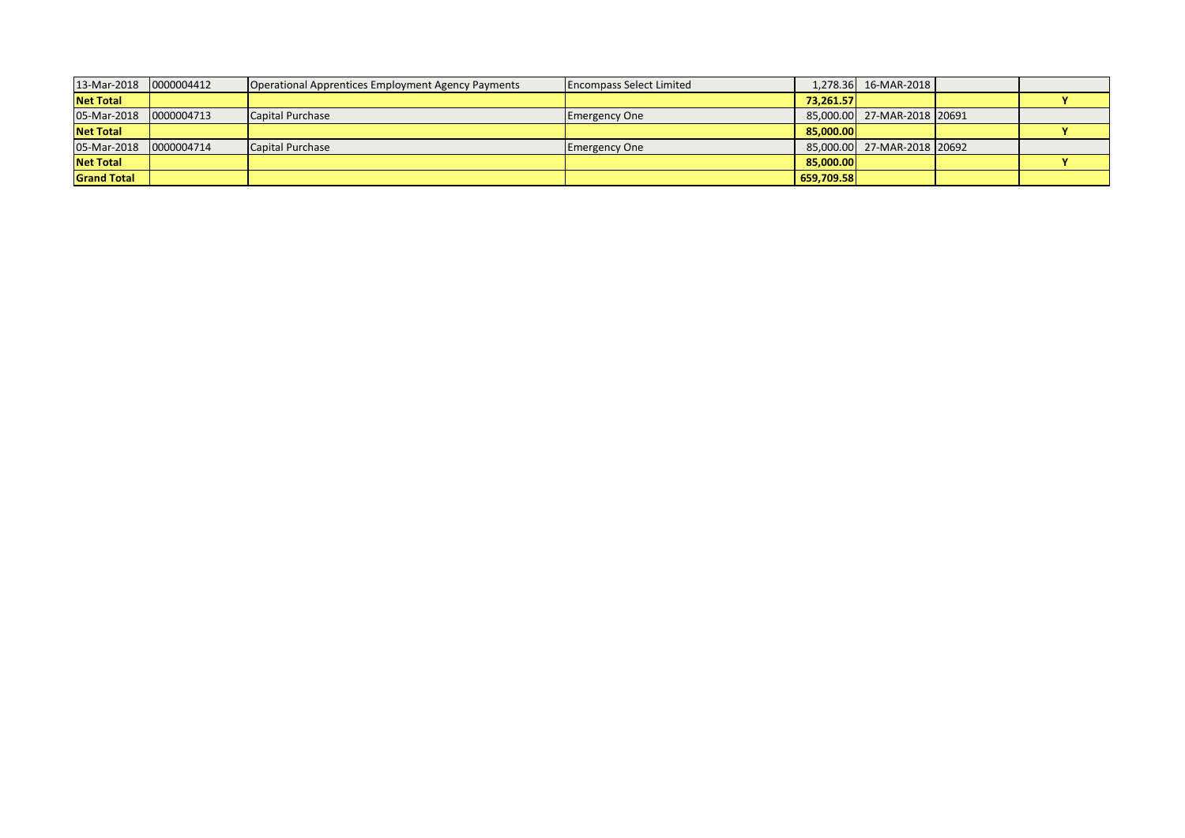| | | | | | | | |
|---|---|---|---|---|---|---|---|
| 13-Mar-2018 | 0000004412 | Operational Apprentices Employment Agency Payments | Encompass Select Limited | 1,278.36 | 16-MAR-2018 | | |
| **Net Total** | | | | **73,261.57** | | | **Y** |
| 05-Mar-2018 | 0000004713 | Capital Purchase | Emergency One | 85,000.00 | 27-MAR-2018 | 20691 | |
| **Net Total** | | | | **85,000.00** | | | **Y** |
| 05-Mar-2018 | 0000004714 | Capital Purchase | Emergency One | 85,000.00 | 27-MAR-2018 | 20692 | |
| **Net Total** | | | | **85,000.00** | | | **Y** |
| **Grand Total** | | | | **659,709.58** | | | |